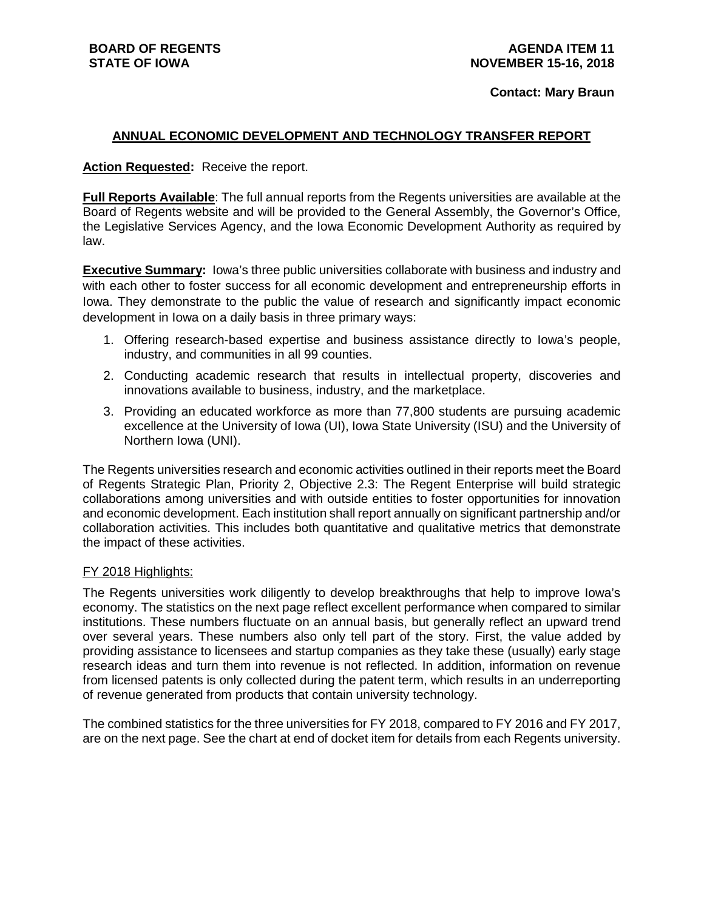**BOARD OF REGENTS**
**STATE OF IOWA**

**AGENDA ITEM 11**
**NOVEMBER 15-16, 2018**

**Contact: Mary Braun**

## ANNUAL ECONOMIC DEVELOPMENT AND TECHNOLOGY TRANSFER REPORT

**Action Requested:** Receive the report.

**Full Reports Available**: The full annual reports from the Regents universities are available at the Board of Regents website and will be provided to the General Assembly, the Governor's Office, the Legislative Services Agency, and the Iowa Economic Development Authority as required by law.

**Executive Summary:** Iowa's three public universities collaborate with business and industry and with each other to foster success for all economic development and entrepreneurship efforts in Iowa. They demonstrate to the public the value of research and significantly impact economic development in Iowa on a daily basis in three primary ways:

1. Offering research-based expertise and business assistance directly to Iowa's people, industry, and communities in all 99 counties.
2. Conducting academic research that results in intellectual property, discoveries and innovations available to business, industry, and the marketplace.
3. Providing an educated workforce as more than 77,800 students are pursuing academic excellence at the University of Iowa (UI), Iowa State University (ISU) and the University of Northern Iowa (UNI).

The Regents universities research and economic activities outlined in their reports meet the Board of Regents Strategic Plan, Priority 2, Objective 2.3: The Regent Enterprise will build strategic collaborations among universities and with outside entities to foster opportunities for innovation and economic development. Each institution shall report annually on significant partnership and/or collaboration activities. This includes both quantitative and qualitative metrics that demonstrate the impact of these activities.

FY 2018 Highlights:

The Regents universities work diligently to develop breakthroughs that help to improve Iowa's economy. The statistics on the next page reflect excellent performance when compared to similar institutions. These numbers fluctuate on an annual basis, but generally reflect an upward trend over several years. These numbers also only tell part of the story. First, the value added by providing assistance to licensees and startup companies as they take these (usually) early stage research ideas and turn them into revenue is not reflected. In addition, information on revenue from licensed patents is only collected during the patent term, which results in an underreporting of revenue generated from products that contain university technology.

The combined statistics for the three universities for FY 2018, compared to FY 2016 and FY 2017, are on the next page. See the chart at end of docket item for details from each Regents university.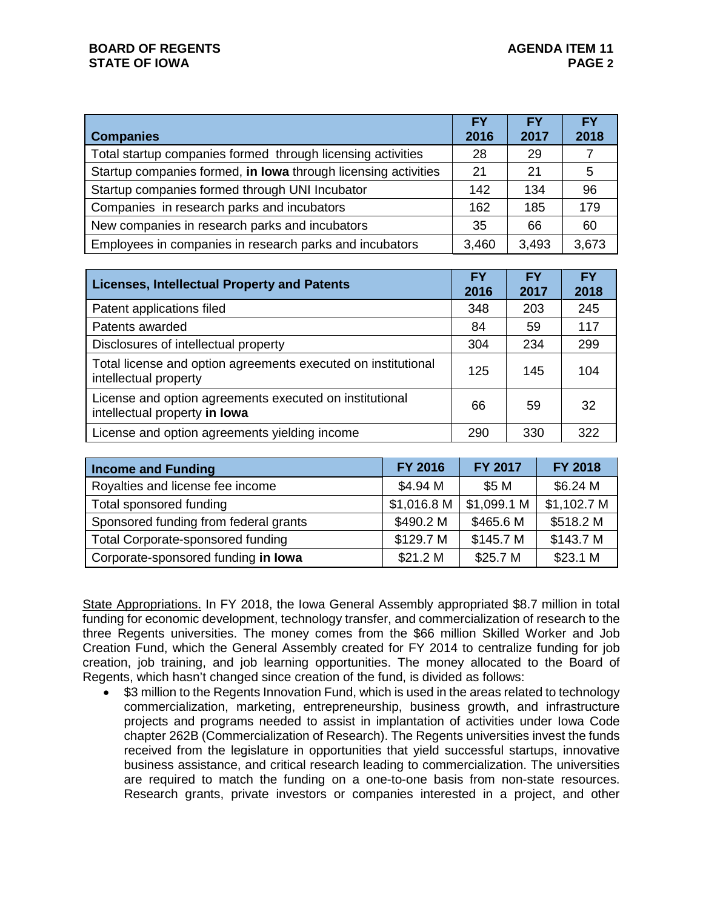| Companies | FY 2016 | FY 2017 | FY 2018 |
|---|---|---|---|
| Total startup companies formed through licensing activities | 28 | 29 | 7 |
| Startup companies formed, **in Iowa** through licensing activities | 21 | 21 | 5 |
| Startup companies formed through UNI Incubator | 142 | 134 | 96 |
| Companies in research parks and incubators | 162 | 185 | 179 |
| New companies in research parks and incubators | 35 | 66 | 60 |
| Employees in companies in research parks and incubators | 3,460 | 3,493 | 3,673 |

| Licenses, Intellectual Property and Patents | FY 2016 | FY 2017 | FY 2018 |
|---|---|---|---|
| Patent applications filed | 348 | 203 | 245 |
| Patents awarded | 84 | 59 | 117 |
| Disclosures of intellectual property | 304 | 234 | 299 |
| Total license and option agreements executed on institutional intellectual property | 125 | 145 | 104 |
| License and option agreements executed on institutional intellectual property **in Iowa** | 66 | 59 | 32 |
| License and option agreements yielding income | 290 | 330 | 322 |

| Income and Funding | FY 2016 | FY 2017 | FY 2018 |
|---|---|---|---|
| Royalties and license fee income | $4.94 M | $5 M | $6.24 M |
| Total sponsored funding | $1,016.8 M | $1,099.1 M | $1,102.7 M |
| Sponsored funding from federal grants | $490.2 M | $465.6 M | $518.2 M |
| Total Corporate-sponsored funding | $129.7 M | $145.7 M | $143.7 M |
| Corporate-sponsored funding **in Iowa** | $21.2 M | $25.7 M | $23.1 M |

State Appropriations. In FY 2018, the Iowa General Assembly appropriated $8.7 million in total funding for economic development, technology transfer, and commercialization of research to the three Regents universities. The money comes from the $66 million Skilled Worker and Job Creation Fund, which the General Assembly created for FY 2014 to centralize funding for job creation, job training, and job learning opportunities. The money allocated to the Board of Regents, which hasn't changed since creation of the fund, is divided as follows:

- $3 million to the Regents Innovation Fund, which is used in the areas related to technology commercialization, marketing, entrepreneurship, business growth, and infrastructure projects and programs needed to assist in implantation of activities under Iowa Code chapter 262B (Commercialization of Research). The Regents universities invest the funds received from the legislature in opportunities that yield successful startups, innovative business assistance, and critical research leading to commercialization. The universities are required to match the funding on a one-to-one basis from non-state resources. Research grants, private investors or companies interested in a project, and other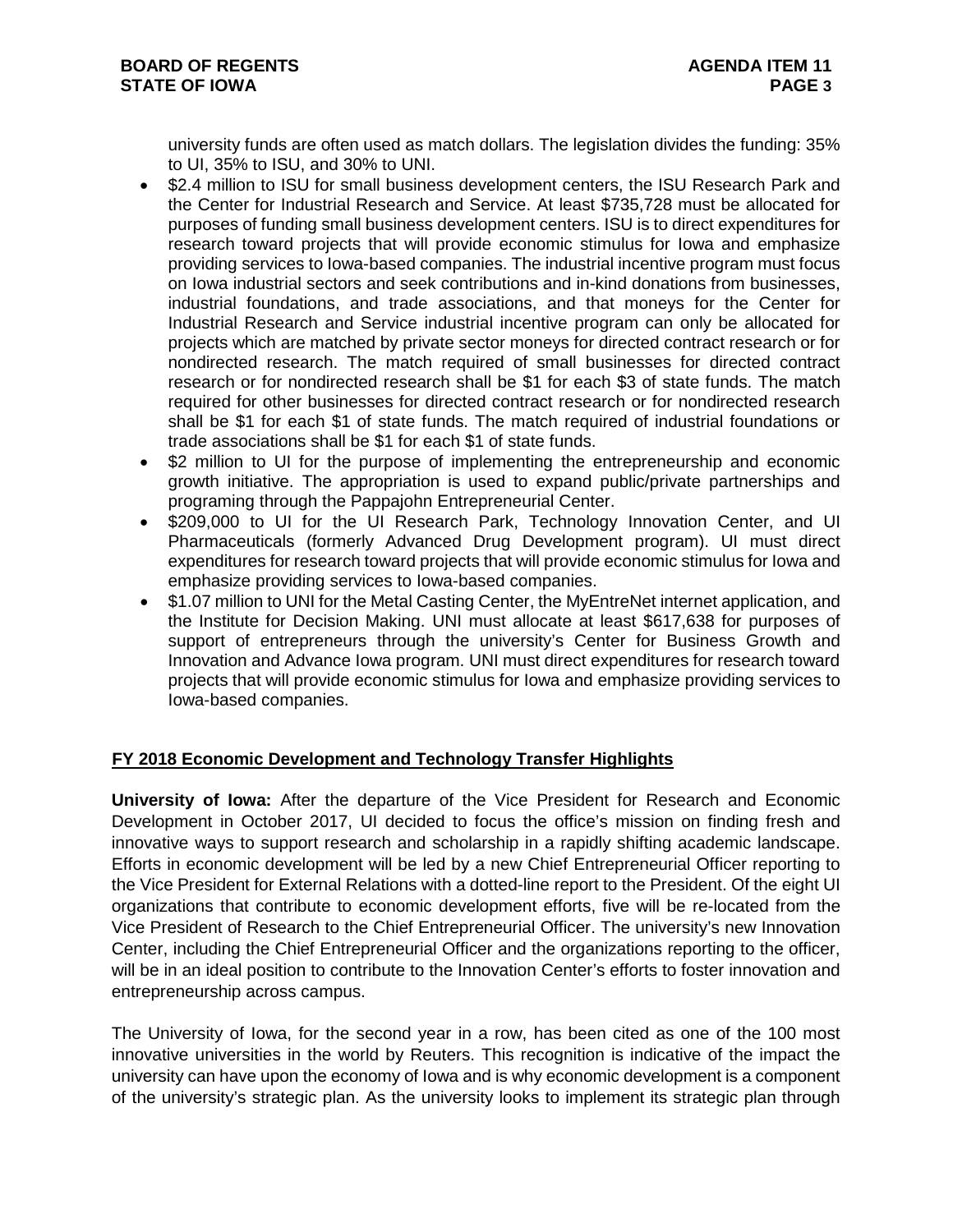university funds are often used as match dollars. The legislation divides the funding: 35% to UI, 35% to ISU, and 30% to UNI.

- $2.4 million to ISU for small business development centers, the ISU Research Park and the Center for Industrial Research and Service. At least $735,728 must be allocated for purposes of funding small business development centers. ISU is to direct expenditures for research toward projects that will provide economic stimulus for Iowa and emphasize providing services to Iowa-based companies. The industrial incentive program must focus on Iowa industrial sectors and seek contributions and in-kind donations from businesses, industrial foundations, and trade associations, and that moneys for the Center for Industrial Research and Service industrial incentive program can only be allocated for projects which are matched by private sector moneys for directed contract research or for nondirected research. The match required of small businesses for directed contract research or for nondirected research shall be $1 for each $3 of state funds. The match required for other businesses for directed contract research or for nondirected research shall be $1 for each $1 of state funds. The match required of industrial foundations or trade associations shall be $1 for each $1 of state funds.
- $2 million to UI for the purpose of implementing the entrepreneurship and economic growth initiative. The appropriation is used to expand public/private partnerships and programing through the Pappajohn Entrepreneurial Center.
- $209,000 to UI for the UI Research Park, Technology Innovation Center, and UI Pharmaceuticals (formerly Advanced Drug Development program). UI must direct expenditures for research toward projects that will provide economic stimulus for Iowa and emphasize providing services to Iowa-based companies.
- $1.07 million to UNI for the Metal Casting Center, the MyEntreNet internet application, and the Institute for Decision Making. UNI must allocate at least $617,638 for purposes of support of entrepreneurs through the university's Center for Business Growth and Innovation and Advance Iowa program. UNI must direct expenditures for research toward projects that will provide economic stimulus for Iowa and emphasize providing services to Iowa-based companies.

## FY 2018 Economic Development and Technology Transfer Highlights

**University of Iowa:** After the departure of the Vice President for Research and Economic Development in October 2017, UI decided to focus the office's mission on finding fresh and innovative ways to support research and scholarship in a rapidly shifting academic landscape. Efforts in economic development will be led by a new Chief Entrepreneurial Officer reporting to the Vice President for External Relations with a dotted-line report to the President. Of the eight UI organizations that contribute to economic development efforts, five will be re-located from the Vice President of Research to the Chief Entrepreneurial Officer. The university's new Innovation Center, including the Chief Entrepreneurial Officer and the organizations reporting to the officer, will be in an ideal position to contribute to the Innovation Center's efforts to foster innovation and entrepreneurship across campus.

The University of Iowa, for the second year in a row, has been cited as one of the 100 most innovative universities in the world by Reuters. This recognition is indicative of the impact the university can have upon the economy of Iowa and is why economic development is a component of the university's strategic plan. As the university looks to implement its strategic plan through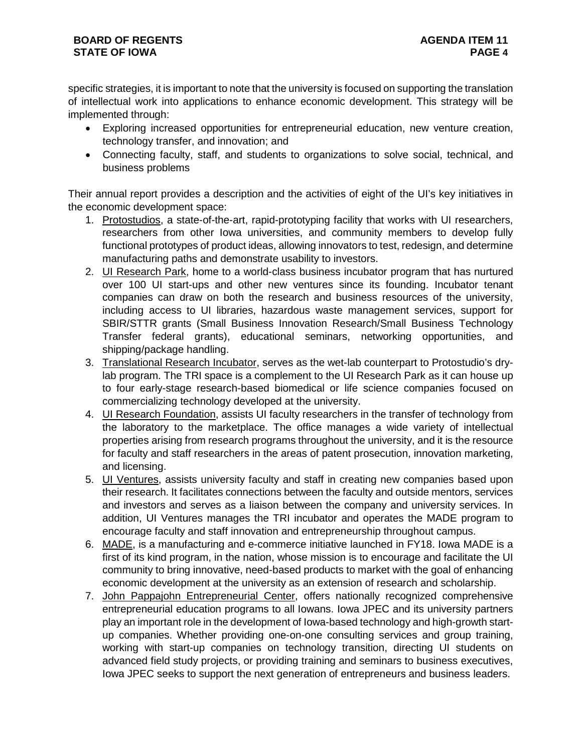specific strategies, it is important to note that the university is focused on supporting the translation of intellectual work into applications to enhance economic development. This strategy will be implemented through:

- Exploring increased opportunities for entrepreneurial education, new venture creation, technology transfer, and innovation; and
- Connecting faculty, staff, and students to organizations to solve social, technical, and business problems

Their annual report provides a description and the activities of eight of the UI's key initiatives in the economic development space:

1. <u>Protostudios</u>, a state-of-the-art, rapid-prototyping facility that works with UI researchers, researchers from other Iowa universities, and community members to develop fully functional prototypes of product ideas, allowing innovators to test, redesign, and determine manufacturing paths and demonstrate usability to investors.
2. <u>UI Research Park</u>, home to a world-class business incubator program that has nurtured over 100 UI start-ups and other new ventures since its founding. Incubator tenant companies can draw on both the research and business resources of the university, including access to UI libraries, hazardous waste management services, support for SBIR/STTR grants (Small Business Innovation Research/Small Business Technology Transfer federal grants), educational seminars, networking opportunities, and shipping/package handling.
3. <u>Translational Research Incubator</u>, serves as the wet-lab counterpart to Protostudio's dry-lab program. The TRI space is a complement to the UI Research Park as it can house up to four early-stage research-based biomedical or life science companies focused on commercializing technology developed at the university.
4. <u>UI Research Foundation</u>, assists UI faculty researchers in the transfer of technology from the laboratory to the marketplace. The office manages a wide variety of intellectual properties arising from research programs throughout the university, and it is the resource for faculty and staff researchers in the areas of patent prosecution, innovation marketing, and licensing.
5. <u>UI Ventures</u>, assists university faculty and staff in creating new companies based upon their research. It facilitates connections between the faculty and outside mentors, services and investors and serves as a liaison between the company and university services. In addition, UI Ventures manages the TRI incubator and operates the MADE program to encourage faculty and staff innovation and entrepreneurship throughout campus.
6. <u>MADE</u>, is a manufacturing and e-commerce initiative launched in FY18. Iowa MADE is a first of its kind program, in the nation, whose mission is to encourage and facilitate the UI community to bring innovative, need-based products to market with the goal of enhancing economic development at the university as an extension of research and scholarship.
7. <u>John Pappajohn Entrepreneurial Center</u>, offers nationally recognized comprehensive entrepreneurial education programs to all Iowans. Iowa JPEC and its university partners play an important role in the development of Iowa-based technology and high-growth start-up companies. Whether providing one-on-one consulting services and group training, working with start-up companies on technology transition, directing UI students on advanced field study projects, or providing training and seminars to business executives, Iowa JPEC seeks to support the next generation of entrepreneurs and business leaders.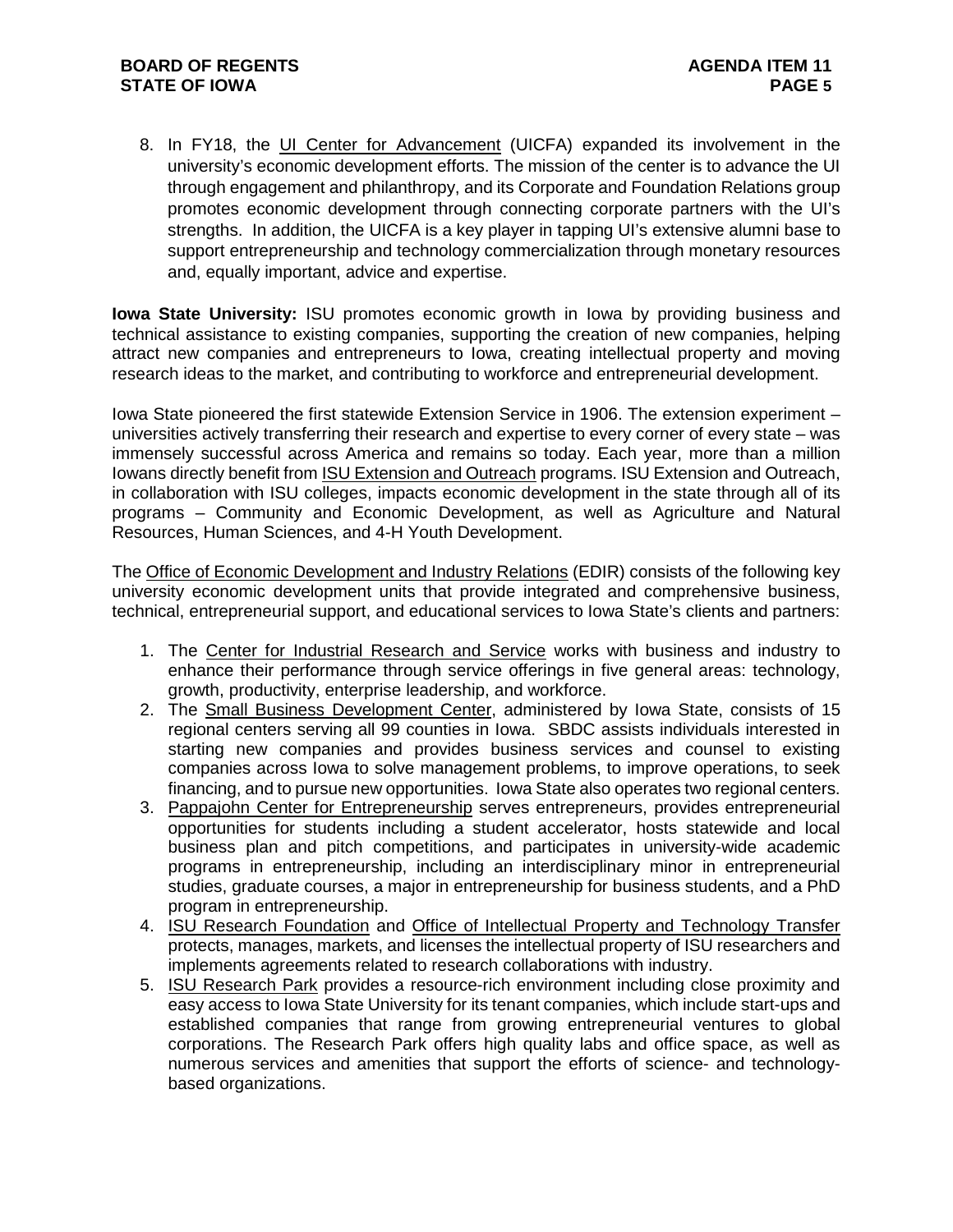8. In FY18, the UI Center for Advancement (UICFA) expanded its involvement in the university's economic development efforts. The mission of the center is to advance the UI through engagement and philanthropy, and its Corporate and Foundation Relations group promotes economic development through connecting corporate partners with the UI's strengths. In addition, the UICFA is a key player in tapping UI's extensive alumni base to support entrepreneurship and technology commercialization through monetary resources and, equally important, advice and expertise.

**Iowa State University:** ISU promotes economic growth in Iowa by providing business and technical assistance to existing companies, supporting the creation of new companies, helping attract new companies and entrepreneurs to Iowa, creating intellectual property and moving research ideas to the market, and contributing to workforce and entrepreneurial development.

Iowa State pioneered the first statewide Extension Service in 1906. The extension experiment – universities actively transferring their research and expertise to every corner of every state – was immensely successful across America and remains so today. Each year, more than a million Iowans directly benefit from ISU Extension and Outreach programs. ISU Extension and Outreach, in collaboration with ISU colleges, impacts economic development in the state through all of its programs – Community and Economic Development, as well as Agriculture and Natural Resources, Human Sciences, and 4-H Youth Development.

The Office of Economic Development and Industry Relations (EDIR) consists of the following key university economic development units that provide integrated and comprehensive business, technical, entrepreneurial support, and educational services to Iowa State's clients and partners:

1. The Center for Industrial Research and Service works with business and industry to enhance their performance through service offerings in five general areas: technology, growth, productivity, enterprise leadership, and workforce.
2. The Small Business Development Center, administered by Iowa State, consists of 15 regional centers serving all 99 counties in Iowa. SBDC assists individuals interested in starting new companies and provides business services and counsel to existing companies across Iowa to solve management problems, to improve operations, to seek financing, and to pursue new opportunities. Iowa State also operates two regional centers.
3. Pappajohn Center for Entrepreneurship serves entrepreneurs, provides entrepreneurial opportunities for students including a student accelerator, hosts statewide and local business plan and pitch competitions, and participates in university-wide academic programs in entrepreneurship, including an interdisciplinary minor in entrepreneurial studies, graduate courses, a major in entrepreneurship for business students, and a PhD program in entrepreneurship.
4. ISU Research Foundation and Office of Intellectual Property and Technology Transfer protects, manages, markets, and licenses the intellectual property of ISU researchers and implements agreements related to research collaborations with industry.
5. ISU Research Park provides a resource-rich environment including close proximity and easy access to Iowa State University for its tenant companies, which include start-ups and established companies that range from growing entrepreneurial ventures to global corporations. The Research Park offers high quality labs and office space, as well as numerous services and amenities that support the efforts of science- and technology-based organizations.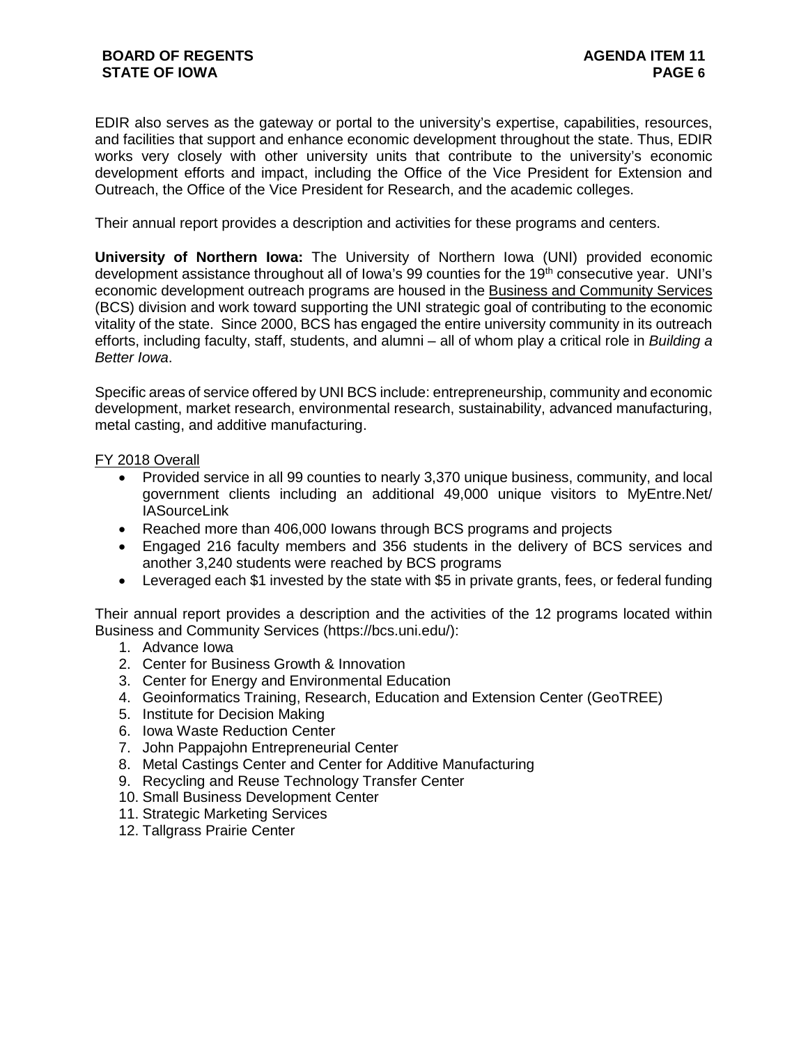EDIR also serves as the gateway or portal to the university's expertise, capabilities, resources, and facilities that support and enhance economic development throughout the state. Thus, EDIR works very closely with other university units that contribute to the university's economic development efforts and impact, including the Office of the Vice President for Extension and Outreach, the Office of the Vice President for Research, and the academic colleges.

Their annual report provides a description and activities for these programs and centers.

**University of Northern Iowa:** The University of Northern Iowa (UNI) provided economic development assistance throughout all of Iowa's 99 counties for the 19th consecutive year. UNI's economic development outreach programs are housed in the Business and Community Services (BCS) division and work toward supporting the UNI strategic goal of contributing to the economic vitality of the state. Since 2000, BCS has engaged the entire university community in its outreach efforts, including faculty, staff, students, and alumni – all of whom play a critical role in *Building a Better Iowa*.

Specific areas of service offered by UNI BCS include: entrepreneurship, community and economic development, market research, environmental research, sustainability, advanced manufacturing, metal casting, and additive manufacturing.

FY 2018 Overall

- Provided service in all 99 counties to nearly 3,370 unique business, community, and local government clients including an additional 49,000 unique visitors to MyEntre.Net/ IASourceLink
- Reached more than 406,000 Iowans through BCS programs and projects
- Engaged 216 faculty members and 356 students in the delivery of BCS services and another 3,240 students were reached by BCS programs
- Leveraged each $1 invested by the state with $5 in private grants, fees, or federal funding

Their annual report provides a description and the activities of the 12 programs located within Business and Community Services (https://bcs.uni.edu/):

1. Advance Iowa
2. Center for Business Growth & Innovation
3. Center for Energy and Environmental Education
4. Geoinformatics Training, Research, Education and Extension Center (GeoTREE)
5. Institute for Decision Making
6. Iowa Waste Reduction Center
7. John Pappajohn Entrepreneurial Center
8. Metal Castings Center and Center for Additive Manufacturing
9. Recycling and Reuse Technology Transfer Center
10. Small Business Development Center
11. Strategic Marketing Services
12. Tallgrass Prairie Center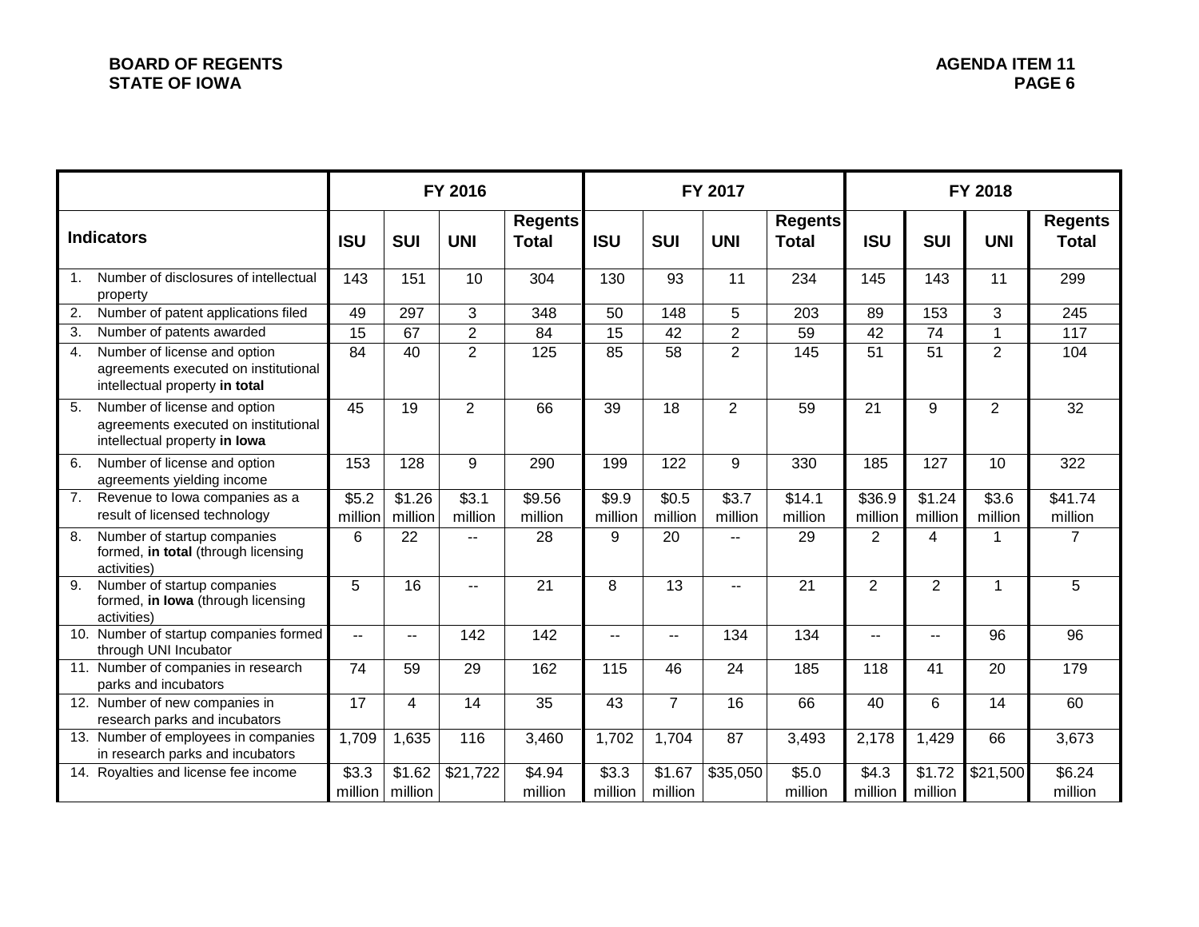| Indicators | FY 2016 | | | | FY 2017 | | | | FY 2018 | | | |
|---|---|---|---|---|---|---|---|---|---|---|---|---|
| | ISU | SUI | UNI | Regents Total | ISU | SUI | UNI | Regents Total | ISU | SUI | UNI | Regents Total |
| 1. Number of disclosures of intellectual property | 143 | 151 | 10 | 304 | 130 | 93 | 11 | 234 | 145 | 143 | 11 | 299 |
| 2. Number of patent applications filed | 49 | 297 | 3 | 348 | 50 | 148 | 5 | 203 | 89 | 153 | 3 | 245 |
| 3. Number of patents awarded | 15 | 67 | 2 | 84 | 15 | 42 | 2 | 59 | 42 | 74 | 1 | 117 |
| 4. Number of license and option agreements executed on institutional intellectual property **in total** | 84 | 40 | 2 | 125 | 85 | 58 | 2 | 145 | 51 | 51 | 2 | 104 |
| 5. Number of license and option agreements executed on institutional intellectual property **in Iowa** | 45 | 19 | 2 | 66 | 39 | 18 | 2 | 59 | 21 | 9 | 2 | 32 |
| 6. Number of license and option agreements yielding income | 153 | 128 | 9 | 290 | 199 | 122 | 9 | 330 | 185 | 127 | 10 | 322 |
| 7. Revenue to Iowa companies as a result of licensed technology | $5.2 million | $1.26 million | $3.1 million | $9.56 million | $9.9 million | $0.5 million | $3.7 million | $14.1 million | $36.9 million | $1.24 million | $3.6 million | $41.74 million |
| 8. Number of startup companies formed, **in total** (through licensing activities) | 6 | 22 | -- | 28 | 9 | 20 | -- | 29 | 2 | 4 | 1 | 7 |
| 9. Number of startup companies formed, **in Iowa** (through licensing activities) | 5 | 16 | -- | 21 | 8 | 13 | -- | 21 | 2 | 2 | 1 | 5 |
| 10. Number of startup companies formed through UNI Incubator | -- | -- | 142 | 142 | -- | -- | 134 | 134 | -- | -- | 96 | 96 |
| 11. Number of companies in research parks and incubators | 74 | 59 | 29 | 162 | 115 | 46 | 24 | 185 | 118 | 41 | 20 | 179 |
| 12. Number of new companies in research parks and incubators | 17 | 4 | 14 | 35 | 43 | 7 | 16 | 66 | 40 | 6 | 14 | 60 |
| 13. Number of employees in companies in research parks and incubators | 1,709 | 1,635 | 116 | 3,460 | 1,702 | 1,704 | 87 | 3,493 | 2,178 | 1,429 | 66 | 3,673 |
| 14. Royalties and license fee income | $3.3 million | $1.62 million | $21,722 | $4.94 million | $3.3 million | $1.67 million | $35,050 | $5.0 million | $4.3 million | $1.72 million | $21,500 | $6.24 million |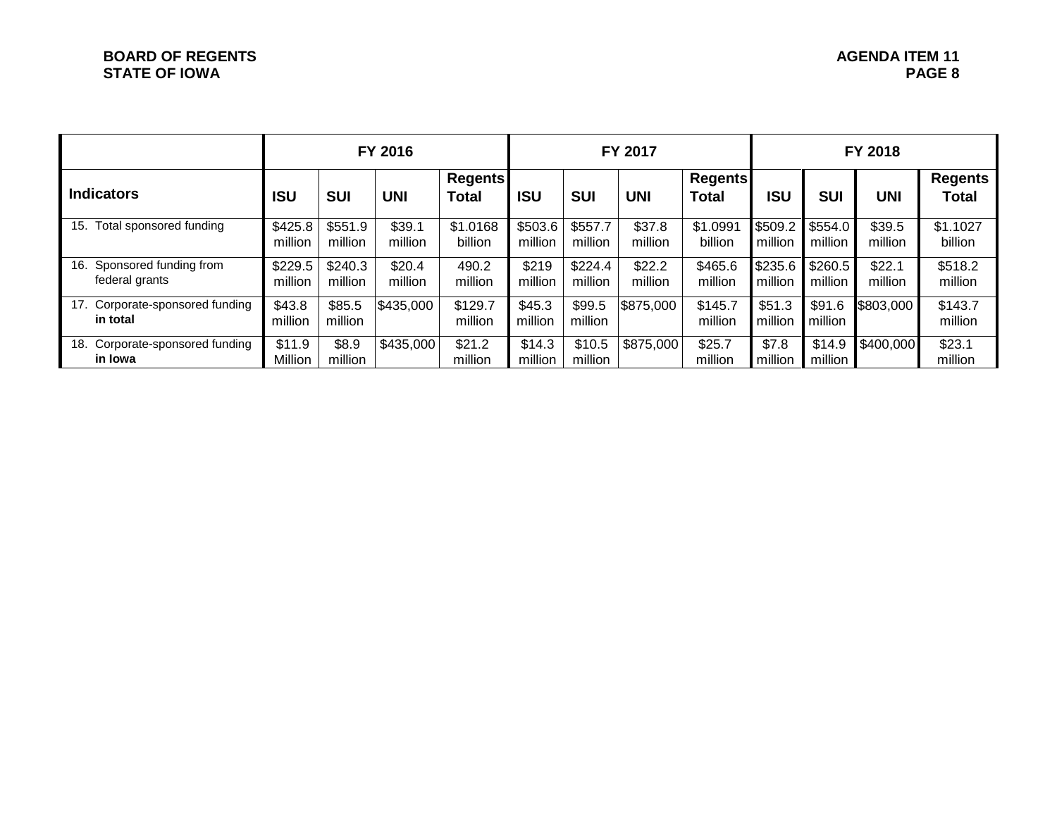| | FY 2016 | | | | FY 2017 | | | | FY 2018 | | | |
|---|---|---|---|---|---|---|---|---|---|---|---|---|
| **Indicators** | **ISU** | **SUI** | **UNI** | **Regents Total** | **ISU** | **SUI** | **UNI** | **Regents Total** | **ISU** | **SUI** | **UNI** | **Regents Total** |
| 15. Total sponsored funding | $425.8 million | $551.9 million | $39.1 million | $1.0168 billion | $503.6 million | $557.7 million | $37.8 million | $1.0991 billion | $509.2 million | $554.0 million | $39.5 million | $1.1027 billion |
| 16. Sponsored funding from federal grants | $229.5 million | $240.3 million | $20.4 million | 490.2 million | $219 million | $224.4 million | $22.2 million | $465.6 million | $235.6 million | $260.5 million | $22.1 million | $518.2 million |
| 17. Corporate-sponsored funding **in total** | $43.8 million | $85.5 million | $435,000 | $129.7 million | $45.3 million | $99.5 million | $875,000 | $145.7 million | $51.3 million | $91.6 million | $803,000 | $143.7 million |
| 18. Corporate-sponsored funding **in Iowa** | $11.9 Million | $8.9 million | $435,000 | $21.2 million | $14.3 million | $10.5 million | $875,000 | $25.7 million | $7.8 million | $14.9 million | $400,000 | $23.1 million |